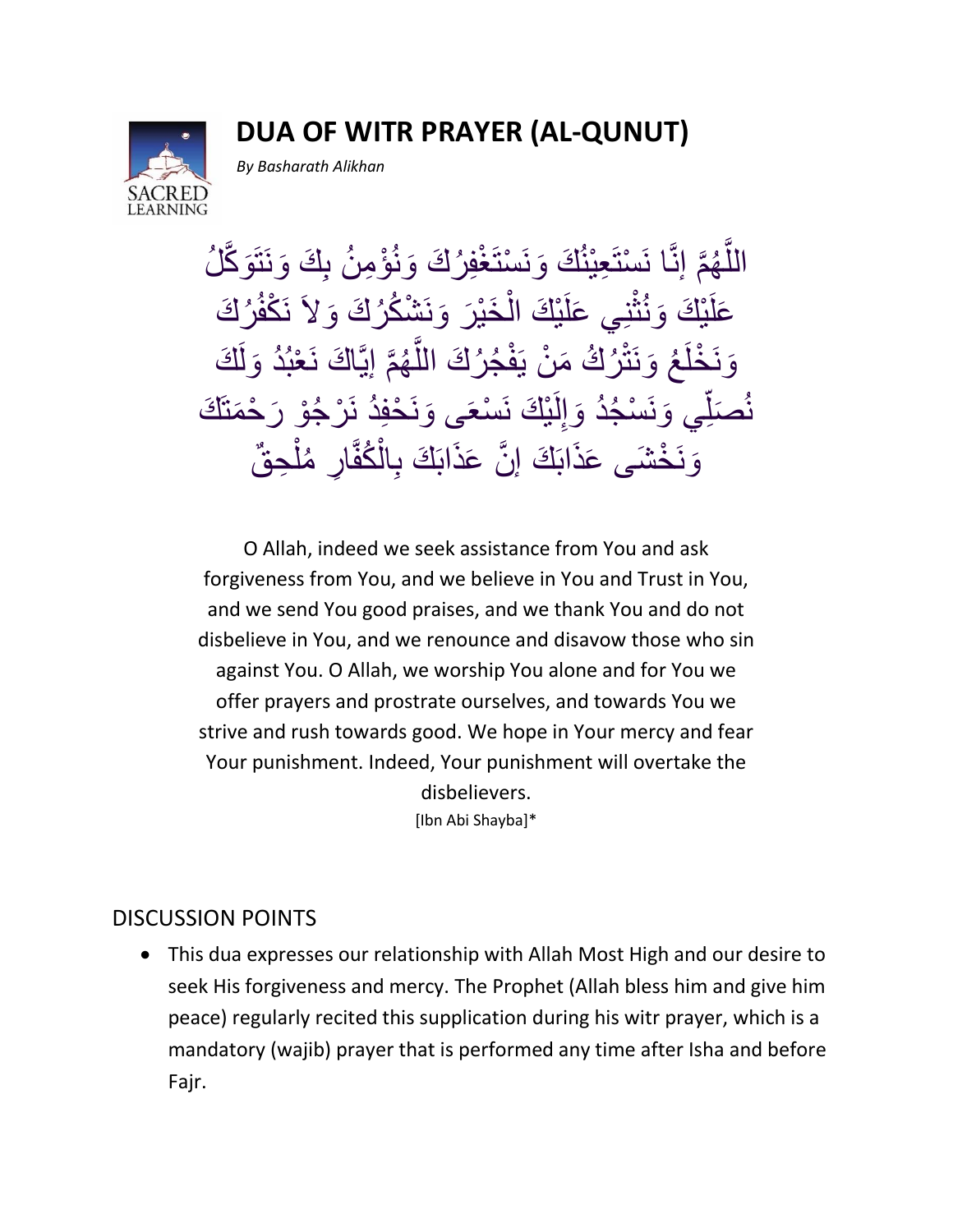# DUA OF WITR PRAYER (AL-QUNUT)

*By Basharath Alikhan*

اللَّهُمَّ إِنَّا نَسْتَعِيْنُكَ وَنَسْتَغْفِرُكَ وَنُؤْمِنُ بِكَ وَنَتَوَكَّلُ عَلَيْكَ وَنُثْنِي عَلَيْكَ الْخَيْرَ وَنَشْكُرُكَ وَلاَ نَكْفُرُكَ وَنَخْلَعُ وَنَتْرُكُ مَنْ يَفْجُرُكَ اللَّهُمَّ إِيَّاكَ نَعْبُدُ وَلَكَ نُصَلِّي وَنَسْجُدُ وَإِلَيْكَ نَسْعَى وَنَحْفِدُ نَرْجُوْ رَحْمَتَكَ وَنَخْشَى عَذَابَكَ إِنَّ عَذَابَكَ بِالْكُفَّارِ مُلْحِقٌ

O Allah, indeed we seek assistance from You and ask forgiveness from You, and we believe in You and Trust in You, and we send You good praises, and we thank You and do not disbelieve in You, and we renounce and disavow those who sin against You. O Allah, we worship You alone and for You we offer prayers and prostrate ourselves, and towards You we strive and rush towards good. We hope in Your mercy and fear Your punishment. Indeed, Your punishment will overtake the disbelievers.

[Ibn Abi Shayba]*

## DISCUSSION POINTS

- This dua expresses our relationship with Allah Most High and our desire to seek His forgiveness and mercy. The Prophet (Allah bless him and give him peace) regularly recited this supplication during his witr prayer, which is a mandatory (wajib) prayer that is performed any time after Isha and before Fajr.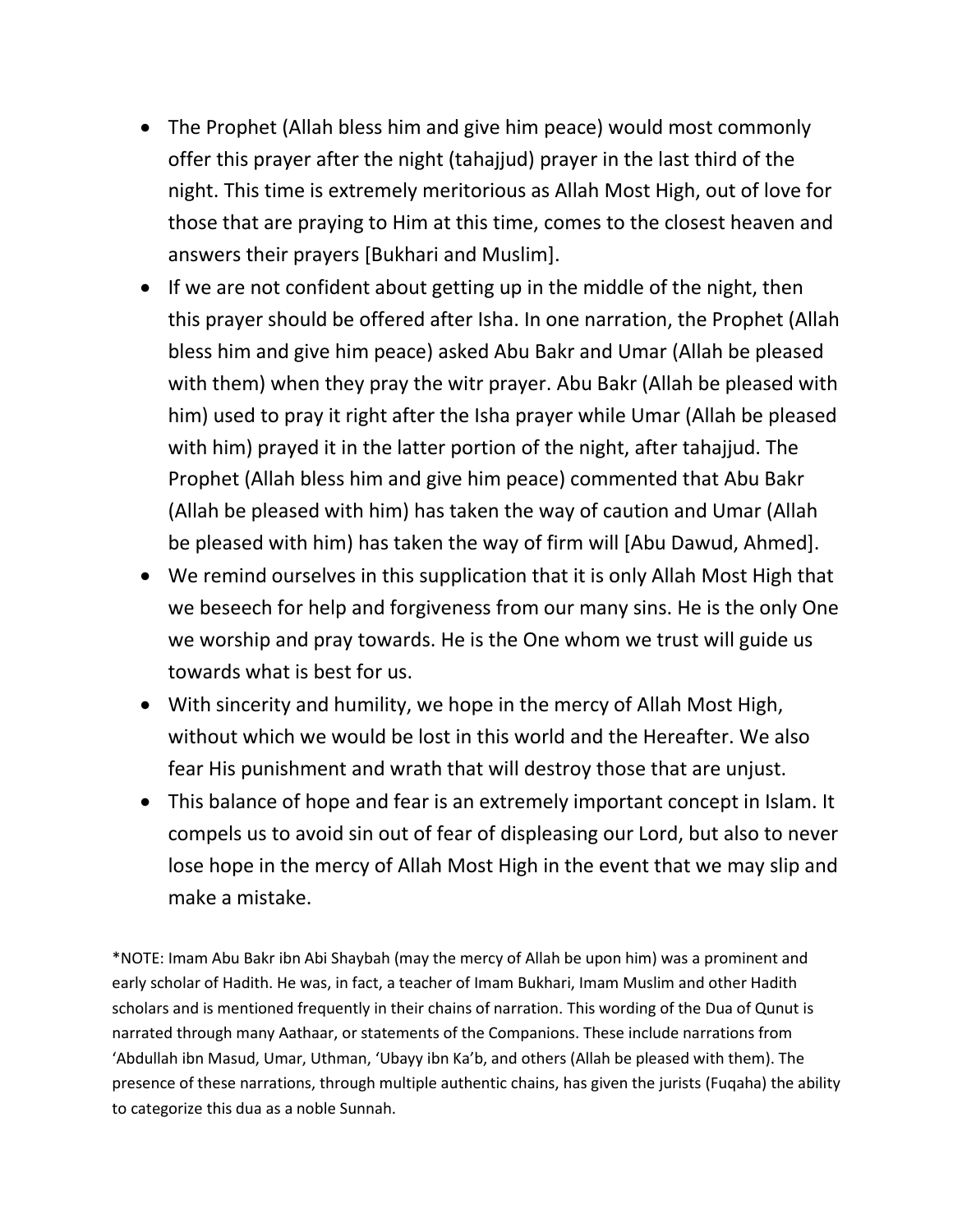- The Prophet (Allah bless him and give him peace) would most commonly offer this prayer after the night (tahajjud) prayer in the last third of the night. This time is extremely meritorious as Allah Most High, out of love for those that are praying to Him at this time, comes to the closest heaven and answers their prayers [Bukhari and Muslim].
- If we are not confident about getting up in the middle of the night, then this prayer should be offered after Isha. In one narration, the Prophet (Allah bless him and give him peace) asked Abu Bakr and Umar (Allah be pleased with them) when they pray the witr prayer. Abu Bakr (Allah be pleased with him) used to pray it right after the Isha prayer while Umar (Allah be pleased with him) prayed it in the latter portion of the night, after tahajjud. The Prophet (Allah bless him and give him peace) commented that Abu Bakr (Allah be pleased with him) has taken the way of caution and Umar (Allah be pleased with him) has taken the way of firm will [Abu Dawud, Ahmed].
- We remind ourselves in this supplication that it is only Allah Most High that we beseech for help and forgiveness from our many sins. He is the only One we worship and pray towards. He is the One whom we trust will guide us towards what is best for us.
- With sincerity and humility, we hope in the mercy of Allah Most High, without which we would be lost in this world and the Hereafter. We also fear His punishment and wrath that will destroy those that are unjust.
- This balance of hope and fear is an extremely important concept in Islam. It compels us to avoid sin out of fear of displeasing our Lord, but also to never lose hope in the mercy of Allah Most High in the event that we may slip and make a mistake.

*NOTE: Imam Abu Bakr ibn Abi Shaybah (may the mercy of Allah be upon him) was a prominent and early scholar of Hadith. He was, in fact, a teacher of Imam Bukhari, Imam Muslim and other Hadith scholars and is mentioned frequently in their chains of narration. This wording of the Dua of Qunut is narrated through many Aathaar, or statements of the Companions. These include narrations from 'Abdullah ibn Masud, Umar, Uthman, 'Ubayy ibn Ka'b, and others (Allah be pleased with them). The presence of these narrations, through multiple authentic chains, has given the jurists (Fuqaha) the ability to categorize this dua as a noble Sunnah.